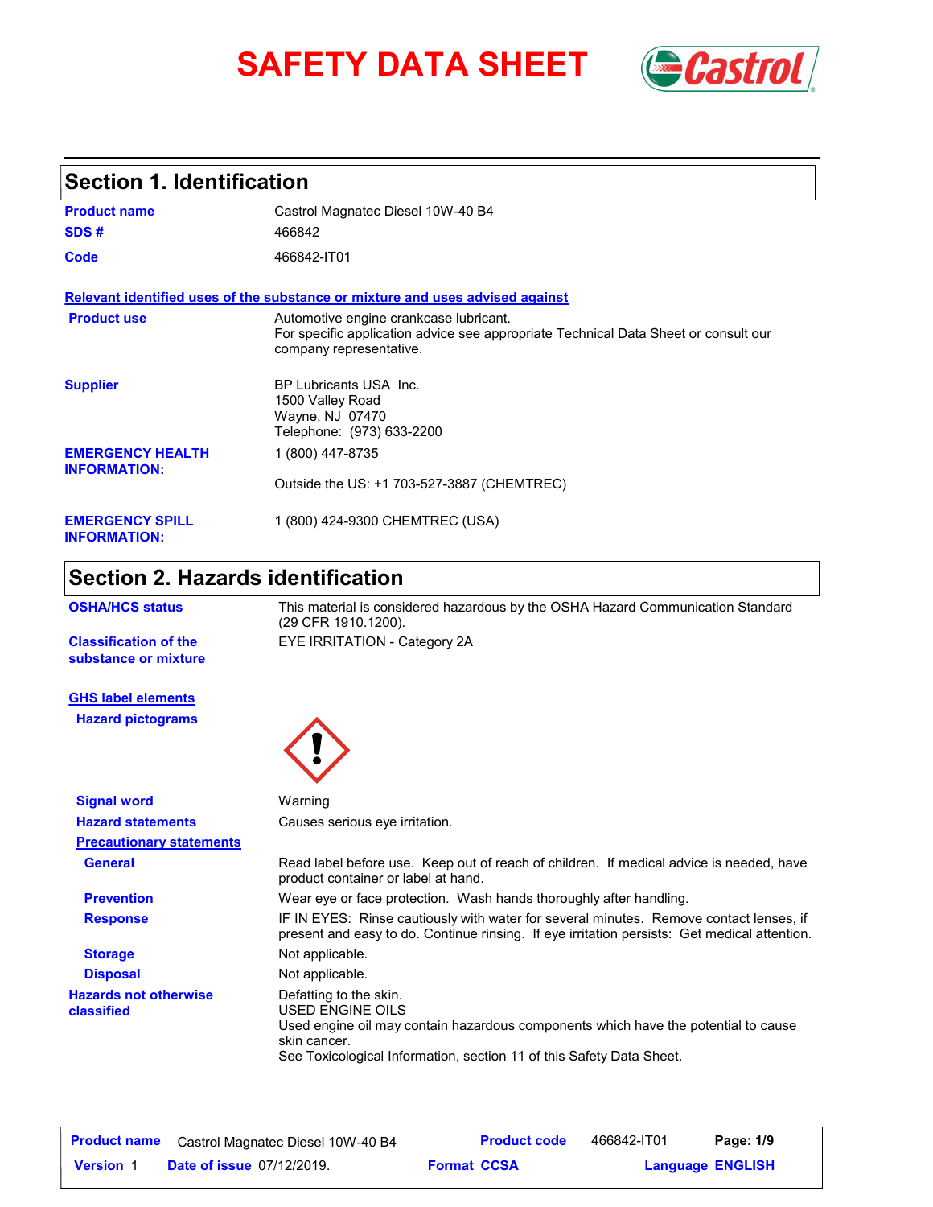# SAFETY DATA SHEET

## Section 1. Identification

| | |
|---|---|
| **Product name** | Castrol Magnatec Diesel 10W-40 B4 |
| **SDS #** | 466842 |
| **Code** | 466842-IT01 |

**Relevant identified uses of the substance or mixture and uses advised against**

| | |
|---|---|
| **Product use** | Automotive engine crankcase lubricant.<br>For specific application advice see appropriate Technical Data Sheet or consult our company representative. |
| **Supplier** | BP Lubricants USA Inc.<br>1500 Valley Road<br>Wayne, NJ 07470<br>Telephone: (973) 633-2200 |
| **EMERGENCY HEALTH INFORMATION:** | 1 (800) 447-8735<br>Outside the US: +1 703-527-3887 (CHEMTREC) |
| **EMERGENCY SPILL INFORMATION:** | 1 (800) 424-9300 CHEMTREC (USA) |

## Section 2. Hazards identification

| | |
|---|---|
| **OSHA/HCS status** | This material is considered hazardous by the OSHA Hazard Communication Standard (29 CFR 1910.1200). |
| **Classification of the substance or mixture** | EYE IRRITATION - Category 2A |

**GHS label elements**

**Hazard pictograms**

| | |
|---|---|
| **Signal word** | Warning |
| **Hazard statements** | Causes serious eye irritation. |

**Precautionary statements**

| | |
|---|---|
| **General** | Read label before use. Keep out of reach of children. If medical advice is needed, have product container or label at hand. |
| **Prevention** | Wear eye or face protection. Wash hands thoroughly after handling. |
| **Response** | IF IN EYES: Rinse cautiously with water for several minutes. Remove contact lenses, if present and easy to do. Continue rinsing. If eye irritation persists: Get medical attention. |
| **Storage** | Not applicable. |
| **Disposal** | Not applicable. |
| **Hazards not otherwise classified** | Defatting to the skin.<br>USED ENGINE OILS<br>Used engine oil may contain hazardous components which have the potential to cause skin cancer.<br>See Toxicological Information, section 11 of this Safety Data Sheet. |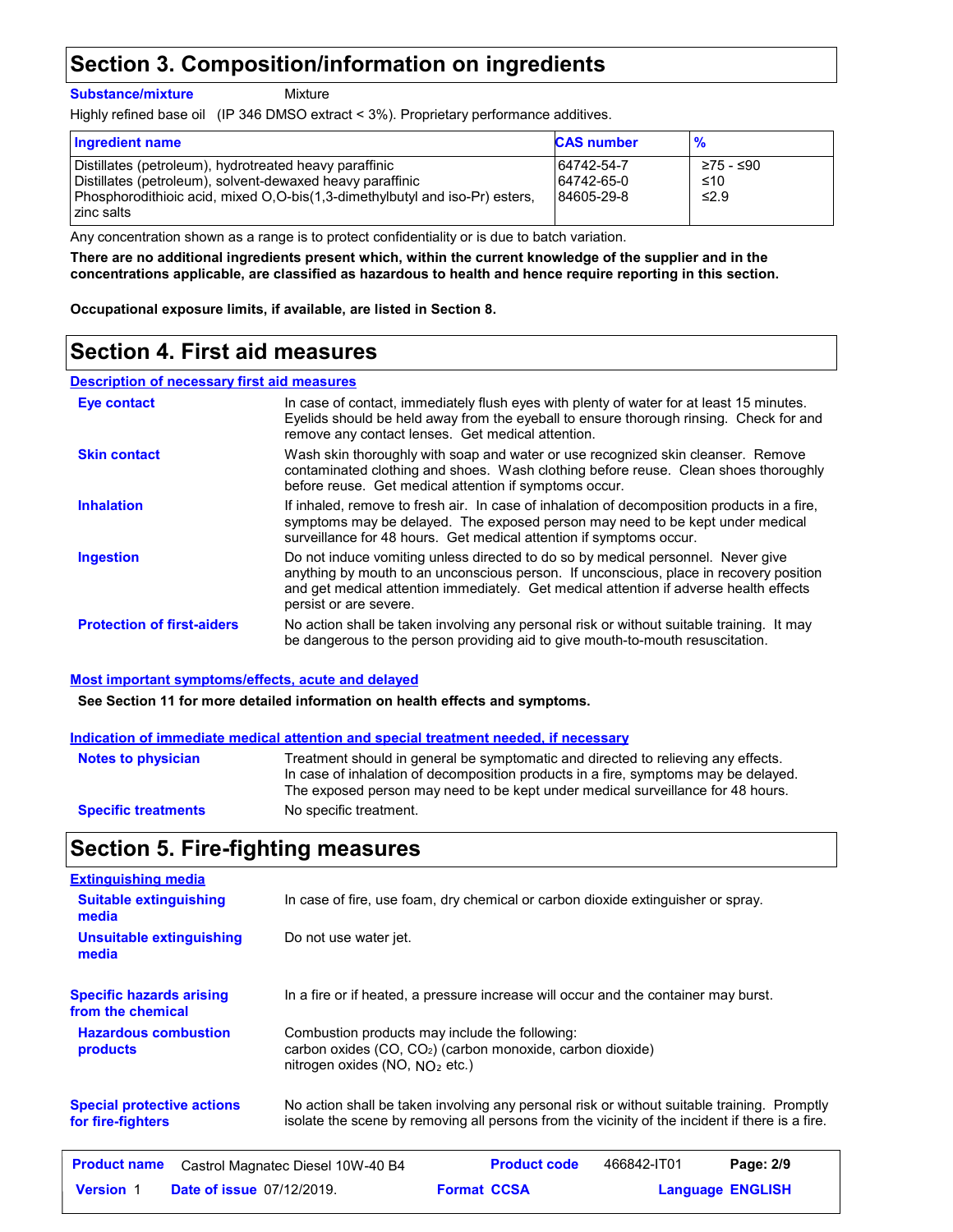## Section 3. Composition/information on ingredients

**Substance/mixture** Mixture

Highly refined base oil (IP 346 DMSO extract < 3%). Proprietary performance additives.

| Ingredient name | CAS number | % |
|---|---|---|
| Distillates (petroleum), hydrotreated heavy paraffinic | 64742-54-7 | ≥75 - ≤90 |
| Distillates (petroleum), solvent-dewaxed heavy paraffinic | 64742-65-0 | ≤10 |
| Phosphorodithioic acid, mixed O,O-bis(1,3-dimethylbutyl and iso-Pr) esters, zinc salts | 84605-29-8 | ≤2.9 |

Any concentration shown as a range is to protect confidentiality or is due to batch variation.

**There are no additional ingredients present which, within the current knowledge of the supplier and in the concentrations applicable, are classified as hazardous to health and hence require reporting in this section.**

**Occupational exposure limits, if available, are listed in Section 8.**

## Section 4. First aid measures

### Description of necessary first aid measures

**Eye contact**
In case of contact, immediately flush eyes with plenty of water for at least 15 minutes. Eyelids should be held away from the eyeball to ensure thorough rinsing. Check for and remove any contact lenses. Get medical attention.

**Skin contact**
Wash skin thoroughly with soap and water or use recognized skin cleanser. Remove contaminated clothing and shoes. Wash clothing before reuse. Clean shoes thoroughly before reuse. Get medical attention if symptoms occur.

**Inhalation**
If inhaled, remove to fresh air. In case of inhalation of decomposition products in a fire, symptoms may be delayed. The exposed person may need to be kept under medical surveillance for 48 hours. Get medical attention if symptoms occur.

**Ingestion**
Do not induce vomiting unless directed to do so by medical personnel. Never give anything by mouth to an unconscious person. If unconscious, place in recovery position and get medical attention immediately. Get medical attention if adverse health effects persist or are severe.

**Protection of first-aiders**
No action shall be taken involving any personal risk or without suitable training. It may be dangerous to the person providing aid to give mouth-to-mouth resuscitation.

### Most important symptoms/effects, acute and delayed

**See Section 11 for more detailed information on health effects and symptoms.**

### Indication of immediate medical attention and special treatment needed, if necessary

**Notes to physician**
Treatment should in general be symptomatic and directed to relieving any effects. In case of inhalation of decomposition products in a fire, symptoms may be delayed. The exposed person may need to be kept under medical surveillance for 48 hours.

**Specific treatments**
No specific treatment.

## Section 5. Fire-fighting measures

### Extinguishing media

**Suitable extinguishing media**
In case of fire, use foam, dry chemical or carbon dioxide extinguisher or spray.

**Unsuitable extinguishing media**
Do not use water jet.

**Specific hazards arising from the chemical**
In a fire or if heated, a pressure increase will occur and the container may burst.

**Hazardous combustion products**
Combustion products may include the following:
carbon oxides (CO, $CO_2$) (carbon monoxide, carbon dioxide)
nitrogen oxides (NO, $NO_2$ etc.)

**Special protective actions for fire-fighters**
No action shall be taken involving any personal risk or without suitable training. Promptly isolate the scene by removing all persons from the vicinity of the incident if there is a fire.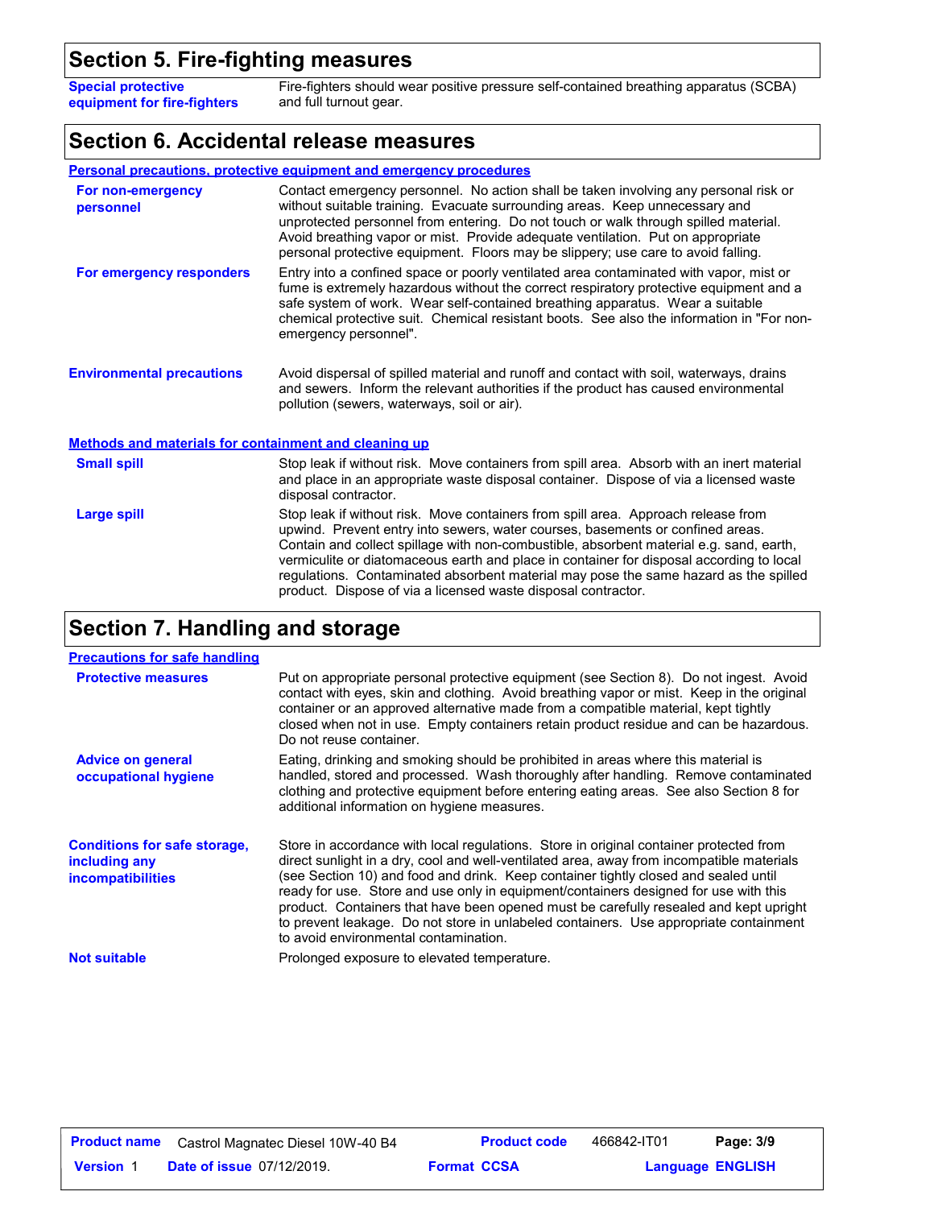## Section 5. Fire-fighting measures

**Special protective equipment for fire-fighters**

Fire-fighters should wear positive pressure self-contained breathing apparatus (SCBA) and full turnout gear.

## Section 6. Accidental release measures

### Personal precautions, protective equipment and emergency procedures

**For non-emergency personnel**

Contact emergency personnel. No action shall be taken involving any personal risk or without suitable training. Evacuate surrounding areas. Keep unnecessary and unprotected personnel from entering. Do not touch or walk through spilled material. Avoid breathing vapor or mist. Provide adequate ventilation. Put on appropriate personal protective equipment. Floors may be slippery; use care to avoid falling.

**For emergency responders**

Entry into a confined space or poorly ventilated area contaminated with vapor, mist or fume is extremely hazardous without the correct respiratory protective equipment and a safe system of work. Wear self-contained breathing apparatus. Wear a suitable chemical protective suit. Chemical resistant boots. See also the information in "For non-emergency personnel".

**Environmental precautions**

Avoid dispersal of spilled material and runoff and contact with soil, waterways, drains and sewers. Inform the relevant authorities if the product has caused environmental pollution (sewers, waterways, soil or air).

### Methods and materials for containment and cleaning up

**Small spill**

Stop leak if without risk. Move containers from spill area. Absorb with an inert material and place in an appropriate waste disposal container. Dispose of via a licensed waste disposal contractor.

**Large spill**

Stop leak if without risk. Move containers from spill area. Approach release from upwind. Prevent entry into sewers, water courses, basements or confined areas. Contain and collect spillage with non-combustible, absorbent material e.g. sand, earth, vermiculite or diatomaceous earth and place in container for disposal according to local regulations. Contaminated absorbent material may pose the same hazard as the spilled product. Dispose of via a licensed waste disposal contractor.

## Section 7. Handling and storage

### Precautions for safe handling

**Protective measures**

Put on appropriate personal protective equipment (see Section 8). Do not ingest. Avoid contact with eyes, skin and clothing. Avoid breathing vapor or mist. Keep in the original container or an approved alternative made from a compatible material, kept tightly closed when not in use. Empty containers retain product residue and can be hazardous. Do not reuse container.

**Advice on general occupational hygiene**

Eating, drinking and smoking should be prohibited in areas where this material is handled, stored and processed. Wash thoroughly after handling. Remove contaminated clothing and protective equipment before entering eating areas. See also Section 8 for additional information on hygiene measures.

**Conditions for safe storage, including any incompatibilities**

Store in accordance with local regulations. Store in original container protected from direct sunlight in a dry, cool and well-ventilated area, away from incompatible materials (see Section 10) and food and drink. Keep container tightly closed and sealed until ready for use. Store and use only in equipment/containers designed for use with this product. Containers that have been opened must be carefully resealed and kept upright to prevent leakage. Do not store in unlabeled containers. Use appropriate containment to avoid environmental contamination.

**Not suitable**

Prolonged exposure to elevated temperature.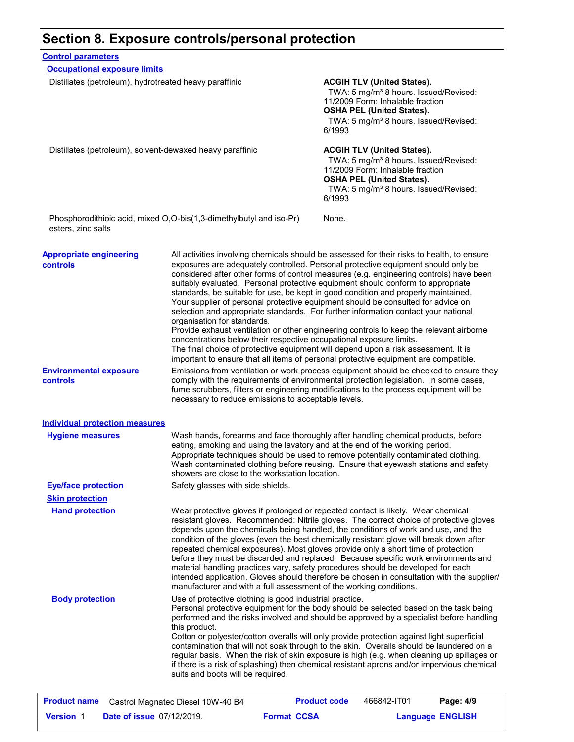# Section 8. Exposure controls/personal protection

## Control parameters

### Occupational exposure limits

| Ingredient | Exposure limits |
|---|---|
| Distillates (petroleum), hydrotreated heavy paraffinic | **ACGIH TLV (United States).** TWA: 5 mg/m³ 8 hours. Issued/Revised: 11/2009 Form: Inhalable fraction **OSHA PEL (United States).** TWA: 5 mg/m³ 8 hours. Issued/Revised: 6/1993 |
| Distillates (petroleum), solvent-dewaxed heavy paraffinic | **ACGIH TLV (United States).** TWA: 5 mg/m³ 8 hours. Issued/Revised: 11/2009 Form: Inhalable fraction **OSHA PEL (United States).** TWA: 5 mg/m³ 8 hours. Issued/Revised: 6/1993 |
| Phosphorodithioic acid, mixed O,O-bis(1,3-dimethylbutyl and iso-Pr) esters, zinc salts | None. |

**Appropriate engineering controls**

All activities involving chemicals should be assessed for their risks to health, to ensure exposures are adequately controlled. Personal protective equipment should only be considered after other forms of control measures (e.g. engineering controls) have been suitably evaluated. Personal protective equipment should conform to appropriate standards, be suitable for use, be kept in good condition and properly maintained. Your supplier of personal protective equipment should be consulted for advice on selection and appropriate standards. For further information contact your national organisation for standards.
Provide exhaust ventilation or other engineering controls to keep the relevant airborne concentrations below their respective occupational exposure limits.
The final choice of protective equipment will depend upon a risk assessment. It is important to ensure that all items of personal protective equipment are compatible.

**Environmental exposure controls**

Emissions from ventilation or work process equipment should be checked to ensure they comply with the requirements of environmental protection legislation. In some cases, fume scrubbers, filters or engineering modifications to the process equipment will be necessary to reduce emissions to acceptable levels.

## Individual protection measures

**Hygiene measures**

Wash hands, forearms and face thoroughly after handling chemical products, before eating, smoking and using the lavatory and at the end of the working period. Appropriate techniques should be used to remove potentially contaminated clothing. Wash contaminated clothing before reusing. Ensure that eyewash stations and safety showers are close to the workstation location.

**Eye/face protection**

Safety glasses with side shields.

### Skin protection

**Hand protection**

Wear protective gloves if prolonged or repeated contact is likely. Wear chemical resistant gloves. Recommended: Nitrile gloves. The correct choice of protective gloves depends upon the chemicals being handled, the conditions of work and use, and the condition of the gloves (even the best chemically resistant glove will break down after repeated chemical exposures). Most gloves provide only a short time of protection before they must be discarded and replaced. Because specific work environments and material handling practices vary, safety procedures should be developed for each intended application. Gloves should therefore be chosen in consultation with the supplier/manufacturer and with a full assessment of the working conditions.

**Body protection**

Use of protective clothing is good industrial practice.
Personal protective equipment for the body should be selected based on the task being performed and the risks involved and should be approved by a specialist before handling this product.
Cotton or polyester/cotton overalls will only provide protection against light superficial contamination that will not soak through to the skin. Overalls should be laundered on a regular basis. When the risk of skin exposure is high (e.g. when cleaning up spillages or if there is a risk of splashing) then chemical resistant aprons and/or impervious chemical suits and boots will be required.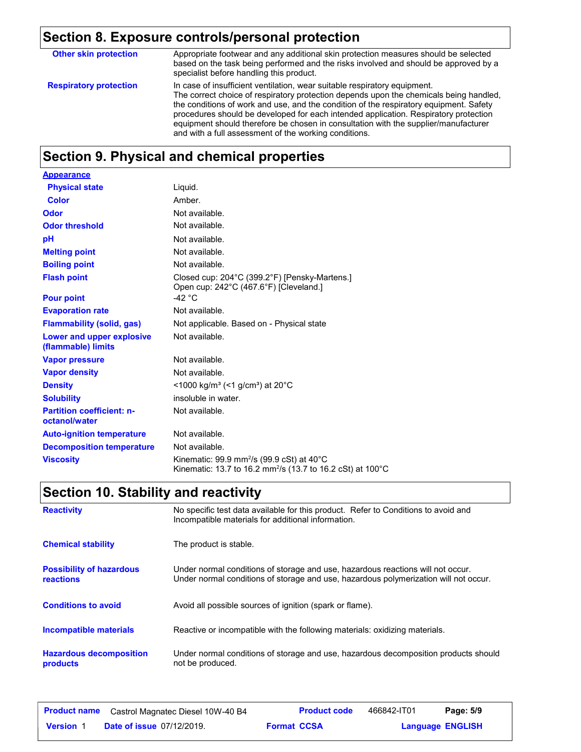## Section 8. Exposure controls/personal protection

| | |
|---|---|
| **Other skin protection** | Appropriate footwear and any additional skin protection measures should be selected based on the task being performed and the risks involved and should be approved by a specialist before handling this product. |
| **Respiratory protection** | In case of insufficient ventilation, wear suitable respiratory equipment. The correct choice of respiratory protection depends upon the chemicals being handled, the conditions of work and use, and the condition of the respiratory equipment. Safety procedures should be developed for each intended application. Respiratory protection equipment should therefore be chosen in consultation with the supplier/manufacturer and with a full assessment of the working conditions. |

## Section 9. Physical and chemical properties

| | |
|---|---|
| **Appearance** | |
| **Physical state** | Liquid. |
| **Color** | Amber. |
| **Odor** | Not available. |
| **Odor threshold** | Not available. |
| **pH** | Not available. |
| **Melting point** | Not available. |
| **Boiling point** | Not available. |
| **Flash point** | Closed cup: 204°C (399.2°F) [Pensky-Martens.]<br>Open cup: 242°C (467.6°F) [Cleveland.] |
| **Pour point** | -42 °C |
| **Evaporation rate** | Not available. |
| **Flammability (solid, gas)** | Not applicable. Based on - Physical state |
| **Lower and upper explosive (flammable) limits** | Not available. |
| **Vapor pressure** | Not available. |
| **Vapor density** | Not available. |
| **Density** | <1000 kg/m³ (<1 g/cm³) at 20°C |
| **Solubility** | insoluble in water. |
| **Partition coefficient: n-octanol/water** | Not available. |
| **Auto-ignition temperature** | Not available. |
| **Decomposition temperature** | Not available. |
| **Viscosity** | Kinematic: 99.9 $mm^2/s$ (99.9 cSt) at 40°C<br>Kinematic: 13.7 to 16.2 $mm^2/s$ (13.7 to 16.2 cSt) at 100°C |

## Section 10. Stability and reactivity

| | |
|---|---|
| **Reactivity** | No specific test data available for this product. Refer to Conditions to avoid and Incompatible materials for additional information. |
| **Chemical stability** | The product is stable. |
| **Possibility of hazardous reactions** | Under normal conditions of storage and use, hazardous reactions will not occur.<br>Under normal conditions of storage and use, hazardous polymerization will not occur. |
| **Conditions to avoid** | Avoid all possible sources of ignition (spark or flame). |
| **Incompatible materials** | Reactive or incompatible with the following materials: oxidizing materials. |
| **Hazardous decomposition products** | Under normal conditions of storage and use, hazardous decomposition products should not be produced. |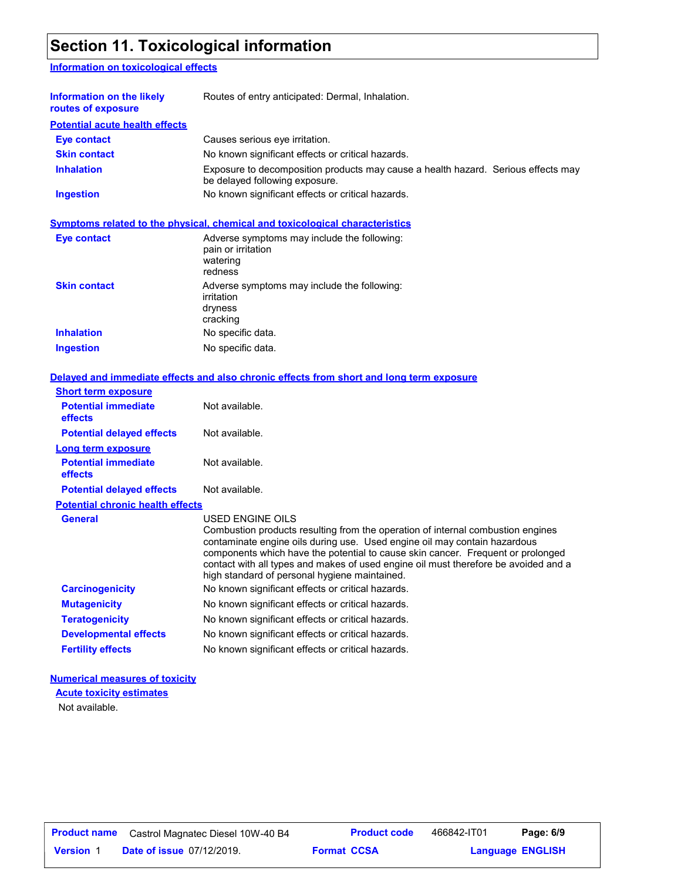# Section 11. Toxicological information

## Information on toxicological effects

| | |
|---|---|
| **Information on the likely routes of exposure** | Routes of entry anticipated: Dermal, Inhalation. |

### Potential acute health effects

| | |
|---|---|
| **Eye contact** | Causes serious eye irritation. |
| **Skin contact** | No known significant effects or critical hazards. |
| **Inhalation** | Exposure to decomposition products may cause a health hazard. Serious effects may be delayed following exposure. |
| **Ingestion** | No known significant effects or critical hazards. |

### Symptoms related to the physical, chemical and toxicological characteristics

| | |
|---|---|
| **Eye contact** | Adverse symptoms may include the following:<br>pain or irritation<br>watering<br>redness |
| **Skin contact** | Adverse symptoms may include the following:<br>irritation<br>dryness<br>cracking |
| **Inhalation** | No specific data. |
| **Ingestion** | No specific data. |

### Delayed and immediate effects and also chronic effects from short and long term exposure

#### Short term exposure

| | |
|---|---|
| **Potential immediate effects** | Not available. |
| **Potential delayed effects** | Not available. |

#### Long term exposure

| | |
|---|---|
| **Potential immediate effects** | Not available. |
| **Potential delayed effects** | Not available. |

#### Potential chronic health effects

| | |
|---|---|
| **General** | USED ENGINE OILS<br>Combustion products resulting from the operation of internal combustion engines contaminate engine oils during use. Used engine oil may contain hazardous components which have the potential to cause skin cancer. Frequent or prolonged contact with all types and makes of used engine oil must therefore be avoided and a high standard of personal hygiene maintained. |
| **Carcinogenicity** | No known significant effects or critical hazards. |
| **Mutagenicity** | No known significant effects or critical hazards. |
| **Teratogenicity** | No known significant effects or critical hazards. |
| **Developmental effects** | No known significant effects or critical hazards. |
| **Fertility effects** | No known significant effects or critical hazards. |

### Numerical measures of toxicity

#### Acute toxicity estimates

Not available.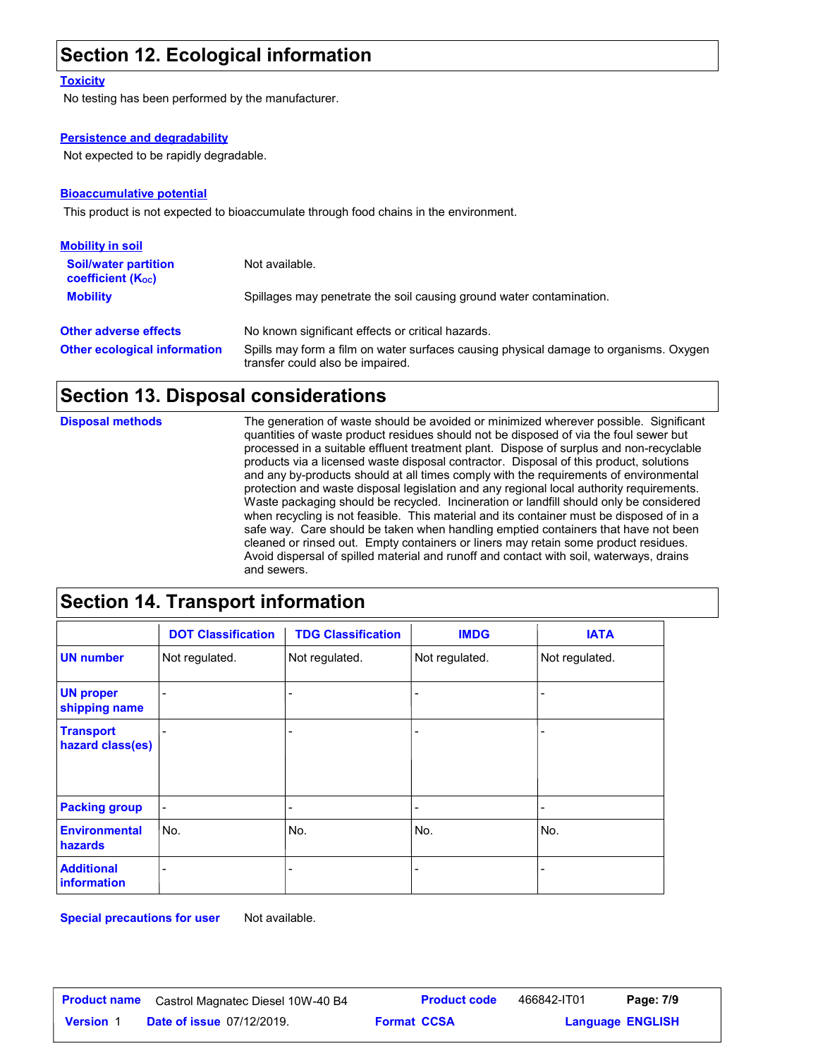## Section 12. Ecological information

### Toxicity

No testing has been performed by the manufacturer.

### Persistence and degradability

Not expected to be rapidly degradable.

### Bioaccumulative potential

This product is not expected to bioaccumulate through food chains in the environment.

### Mobility in soil

**Soil/water partition coefficient ($K_{OC}$)** Not available.

**Mobility** Spillages may penetrate the soil causing ground water contamination.

**Other adverse effects** No known significant effects or critical hazards.

**Other ecological information** Spills may form a film on water surfaces causing physical damage to organisms. Oxygen transfer could also be impaired.

## Section 13. Disposal considerations

**Disposal methods** The generation of waste should be avoided or minimized wherever possible. Significant quantities of waste product residues should not be disposed of via the foul sewer but processed in a suitable effluent treatment plant. Dispose of surplus and non-recyclable products via a licensed waste disposal contractor. Disposal of this product, solutions and any by-products should at all times comply with the requirements of environmental protection and waste disposal legislation and any regional local authority requirements. Waste packaging should be recycled. Incineration or landfill should only be considered when recycling is not feasible. This material and its container must be disposed of in a safe way. Care should be taken when handling emptied containers that have not been cleaned or rinsed out. Empty containers or liners may retain some product residues. Avoid dispersal of spilled material and runoff and contact with soil, waterways, drains and sewers.

## Section 14. Transport information

| | DOT Classification | TDG Classification | IMDG | IATA |
|---|---|---|---|---|
| UN number | Not regulated. | Not regulated. | Not regulated. | Not regulated. |
| UN proper shipping name | - | - | - | - |
| Transport hazard class(es) | - | - | - | - |
| Packing group | - | - | - | - |
| Environmental hazards | No. | No. | No. | No. |
| Additional information | - | - | - | - |

**Special precautions for user** Not available.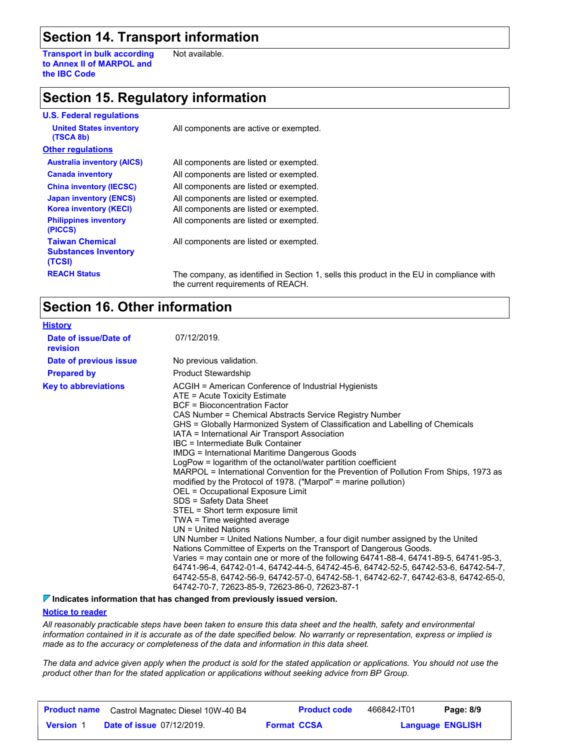## Section 14. Transport information

**Transport in bulk according to Annex II of MARPOL and the IBC Code**: Not available.

## Section 15. Regulatory information

**U.S. Federal regulations**

| | |
|---|---|
| **United States inventory (TSCA 8b)** | All components are active or exempted. |

**Other regulations**

| | |
|---|---|
| **Australia inventory (AICS)** | All components are listed or exempted. |
| **Canada inventory** | All components are listed or exempted. |
| **China inventory (IECSC)** | All components are listed or exempted. |
| **Japan inventory (ENCS)** | All components are listed or exempted. |
| **Korea inventory (KECI)** | All components are listed or exempted. |
| **Philippines inventory (PICCS)** | All components are listed or exempted. |
| **Taiwan Chemical Substances Inventory (TCSI)** | All components are listed or exempted. |
| **REACH Status** | The company, as identified in Section 1, sells this product in the EU in compliance with the current requirements of REACH. |

## Section 16. Other information

**History**

| | |
|---|---|
| **Date of issue/Date of revision** | 07/12/2019. |
| **Date of previous issue** | No previous validation. |
| **Prepared by** | Product Stewardship |

**Key to abbreviations**

ACGIH = American Conference of Industrial Hygienists
ATE = Acute Toxicity Estimate
BCF = Bioconcentration Factor
CAS Number = Chemical Abstracts Service Registry Number
GHS = Globally Harmonized System of Classification and Labelling of Chemicals
IATA = International Air Transport Association
IBC = Intermediate Bulk Container
IMDG = International Maritime Dangerous Goods
LogPow = logarithm of the octanol/water partition coefficient
MARPOL = International Convention for the Prevention of Pollution From Ships, 1973 as modified by the Protocol of 1978. ("Marpol" = marine pollution)
OEL = Occupational Exposure Limit
SDS = Safety Data Sheet
STEL = Short term exposure limit
TWA = Time weighted average
UN = United Nations
UN Number = United Nations Number, a four digit number assigned by the United Nations Committee of Experts on the Transport of Dangerous Goods.
Varies = may contain one or more of the following 64741-88-4, 64741-89-5, 64741-95-3, 64741-96-4, 64742-01-4, 64742-44-5, 64742-45-6, 64742-52-5, 64742-53-6, 64742-54-7, 64742-55-8, 64742-56-9, 64742-57-0, 64742-58-1, 64742-62-7, 64742-63-8, 64742-65-0, 64742-70-7, 72623-85-9, 72623-86-0, 72623-87-1

**Indicates information that has changed from previously issued version.**

**Notice to reader**

*All reasonably practicable steps have been taken to ensure this data sheet and the health, safety and environmental information contained in it is accurate as of the date specified below. No warranty or representation, express or implied is made as to the accuracy or completeness of the data and information in this data sheet.*

*The data and advice given apply when the product is sold for the stated application or applications. You should not use the product other than for the stated application or applications without seeking advice from BP Group.*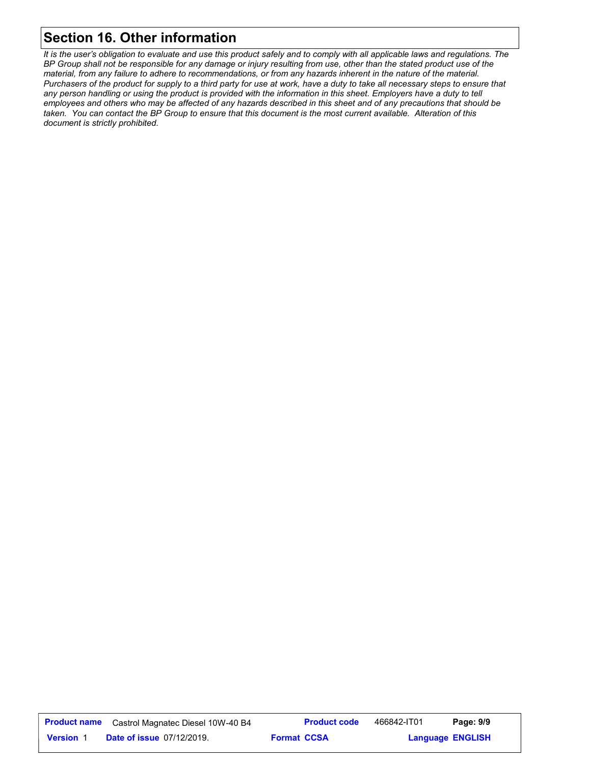## Section 16. Other information

*It is the user's obligation to evaluate and use this product safely and to comply with all applicable laws and regulations. The BP Group shall not be responsible for any damage or injury resulting from use, other than the stated product use of the material, from any failure to adhere to recommendations, or from any hazards inherent in the nature of the material. Purchasers of the product for supply to a third party for use at work, have a duty to take all necessary steps to ensure that any person handling or using the product is provided with the information in this sheet. Employers have a duty to tell employees and others who may be affected of any hazards described in this sheet and of any precautions that should be taken. You can contact the BP Group to ensure that this document is the most current available. Alteration of this document is strictly prohibited.*